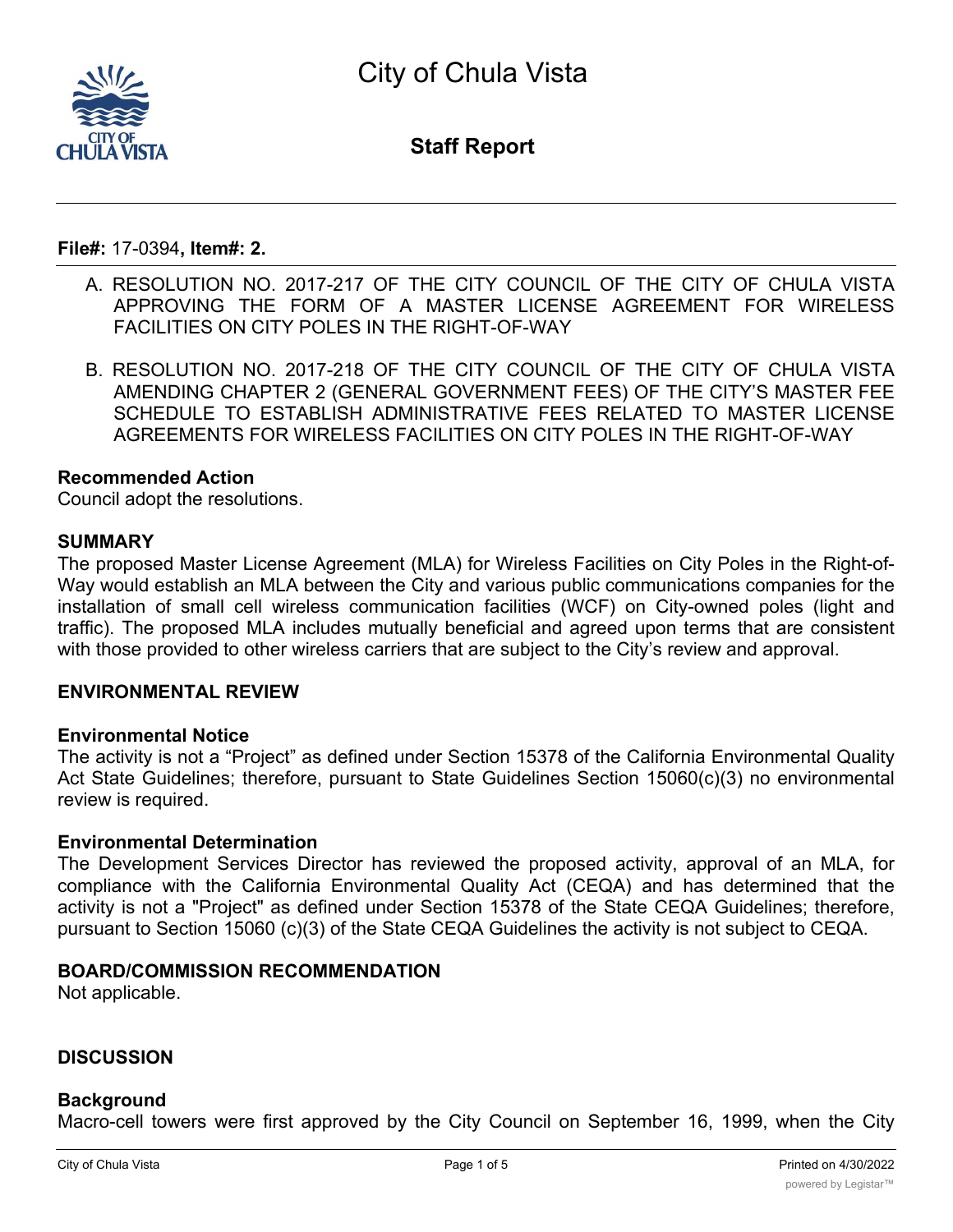# City of Chula Vista

## Staff Report

**File#:** 17-0394**, Item#: 2.**

A. RESOLUTION NO. 2017-217 OF THE CITY COUNCIL OF THE CITY OF CHULA VISTA APPROVING THE FORM OF A MASTER LICENSE AGREEMENT FOR WIRELESS FACILITIES ON CITY POLES IN THE RIGHT-OF-WAY

B. RESOLUTION NO. 2017-218 OF THE CITY COUNCIL OF THE CITY OF CHULA VISTA AMENDING CHAPTER 2 (GENERAL GOVERNMENT FEES) OF THE CITY'S MASTER FEE SCHEDULE TO ESTABLISH ADMINISTRATIVE FEES RELATED TO MASTER LICENSE AGREEMENTS FOR WIRELESS FACILITIES ON CITY POLES IN THE RIGHT-OF-WAY

**Recommended Action**

Council adopt the resolutions.

**SUMMARY**

The proposed Master License Agreement (MLA) for Wireless Facilities on City Poles in the Right-of-Way would establish an MLA between the City and various public communications companies for the installation of small cell wireless communication facilities (WCF) on City-owned poles (light and traffic). The proposed MLA includes mutually beneficial and agreed upon terms that are consistent with those provided to other wireless carriers that are subject to the City's review and approval.

**ENVIRONMENTAL REVIEW**

**Environmental Notice**

The activity is not a "Project" as defined under Section 15378 of the California Environmental Quality Act State Guidelines; therefore, pursuant to State Guidelines Section 15060(c)(3) no environmental review is required.

**Environmental Determination**

The Development Services Director has reviewed the proposed activity, approval of an MLA, for compliance with the California Environmental Quality Act (CEQA) and has determined that the activity is not a "Project" as defined under Section 15378 of the State CEQA Guidelines; therefore, pursuant to Section 15060 (c)(3) of the State CEQA Guidelines the activity is not subject to CEQA.

**BOARD/COMMISSION RECOMMENDATION**

Not applicable.

**DISCUSSION**

**Background**

Macro-cell towers were first approved by the City Council on September 16, 1999, when the City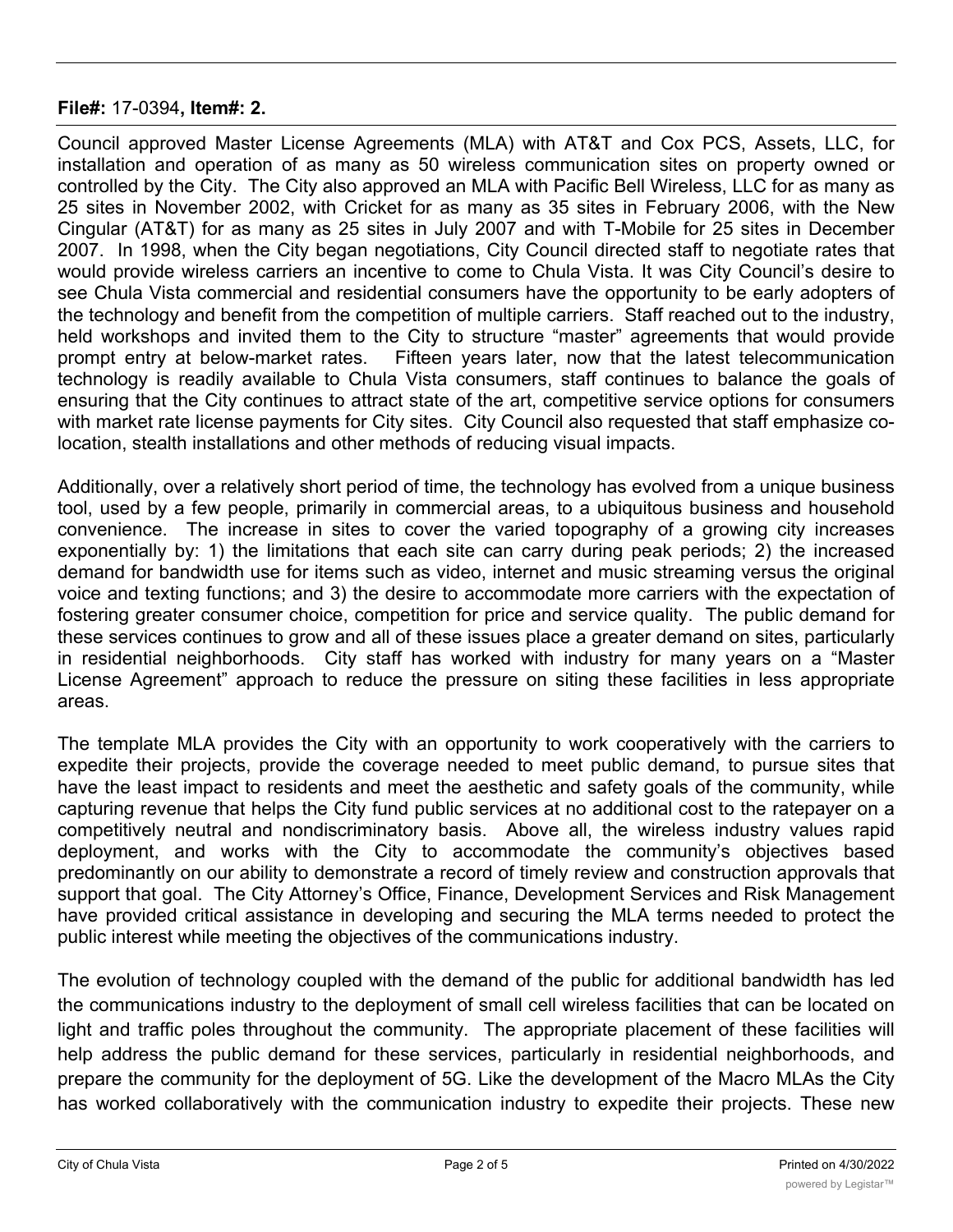**File#:** 17-0394**, Item#: 2.**

Council approved Master License Agreements (MLA) with AT&T and Cox PCS, Assets, LLC, for installation and operation of as many as 50 wireless communication sites on property owned or controlled by the City. The City also approved an MLA with Pacific Bell Wireless, LLC for as many as 25 sites in November 2002, with Cricket for as many as 35 sites in February 2006, with the New Cingular (AT&T) for as many as 25 sites in July 2007 and with T-Mobile for 25 sites in December 2007. In 1998, when the City began negotiations, City Council directed staff to negotiate rates that would provide wireless carriers an incentive to come to Chula Vista. It was City Council's desire to see Chula Vista commercial and residential consumers have the opportunity to be early adopters of the technology and benefit from the competition of multiple carriers. Staff reached out to the industry, held workshops and invited them to the City to structure "master" agreements that would provide prompt entry at below-market rates. Fifteen years later, now that the latest telecommunication technology is readily available to Chula Vista consumers, staff continues to balance the goals of ensuring that the City continues to attract state of the art, competitive service options for consumers with market rate license payments for City sites. City Council also requested that staff emphasize co-location, stealth installations and other methods of reducing visual impacts.

Additionally, over a relatively short period of time, the technology has evolved from a unique business tool, used by a few people, primarily in commercial areas, to a ubiquitous business and household convenience. The increase in sites to cover the varied topography of a growing city increases exponentially by: 1) the limitations that each site can carry during peak periods; 2) the increased demand for bandwidth use for items such as video, internet and music streaming versus the original voice and texting functions; and 3) the desire to accommodate more carriers with the expectation of fostering greater consumer choice, competition for price and service quality. The public demand for these services continues to grow and all of these issues place a greater demand on sites, particularly in residential neighborhoods. City staff has worked with industry for many years on a "Master License Agreement" approach to reduce the pressure on siting these facilities in less appropriate areas.

The template MLA provides the City with an opportunity to work cooperatively with the carriers to expedite their projects, provide the coverage needed to meet public demand, to pursue sites that have the least impact to residents and meet the aesthetic and safety goals of the community, while capturing revenue that helps the City fund public services at no additional cost to the ratepayer on a competitively neutral and nondiscriminatory basis. Above all, the wireless industry values rapid deployment, and works with the City to accommodate the community's objectives based predominantly on our ability to demonstrate a record of timely review and construction approvals that support that goal. The City Attorney's Office, Finance, Development Services and Risk Management have provided critical assistance in developing and securing the MLA terms needed to protect the public interest while meeting the objectives of the communications industry.

The evolution of technology coupled with the demand of the public for additional bandwidth has led the communications industry to the deployment of small cell wireless facilities that can be located on light and traffic poles throughout the community. The appropriate placement of these facilities will help address the public demand for these services, particularly in residential neighborhoods, and prepare the community for the deployment of 5G. Like the development of the Macro MLAs the City has worked collaboratively with the communication industry to expedite their projects. These new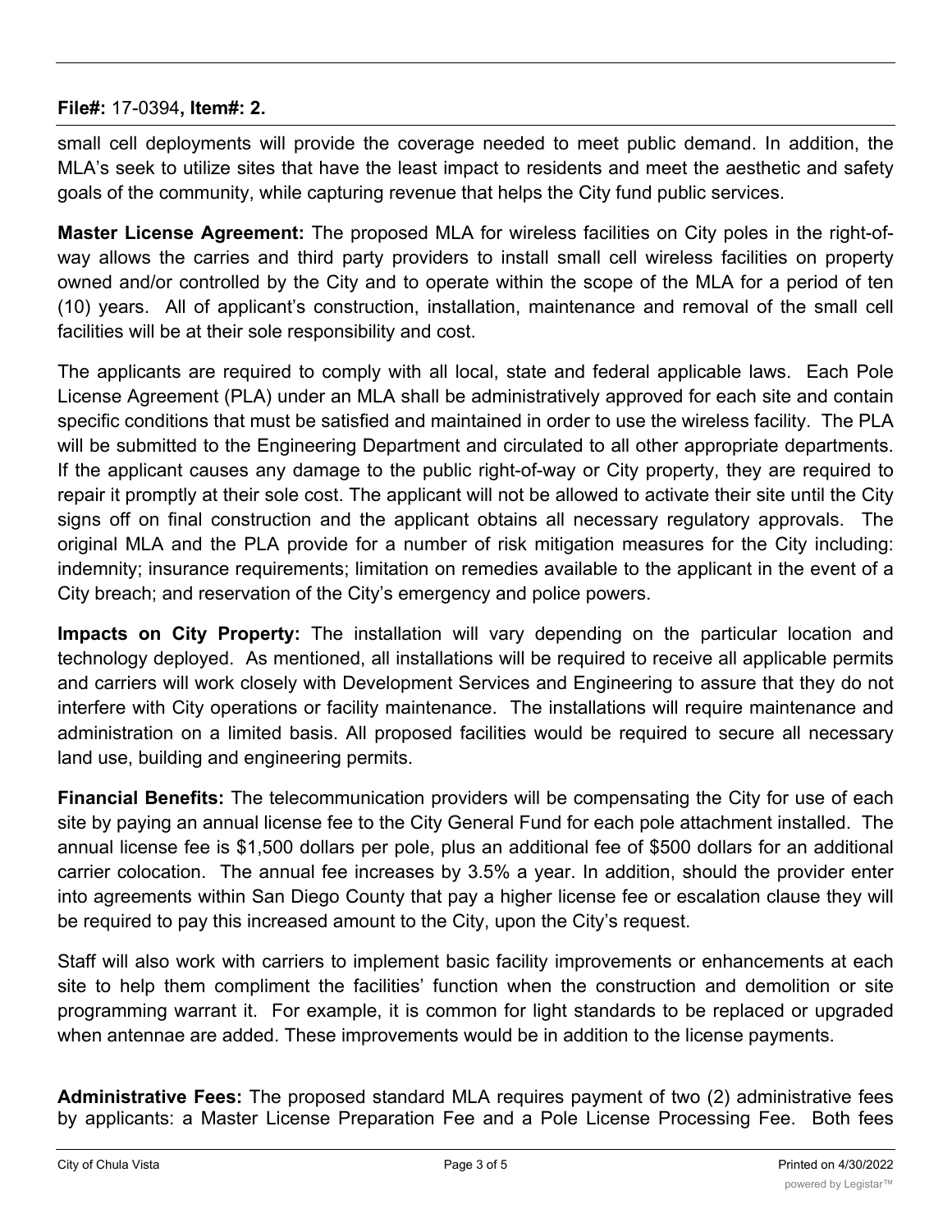**File#:** 17-0394**, Item#: 2.**

small cell deployments will provide the coverage needed to meet public demand. In addition, the MLA's seek to utilize sites that have the least impact to residents and meet the aesthetic and safety goals of the community, while capturing revenue that helps the City fund public services.

**Master License Agreement:** The proposed MLA for wireless facilities on City poles in the right-of-way allows the carries and third party providers to install small cell wireless facilities on property owned and/or controlled by the City and to operate within the scope of the MLA for a period of ten (10) years. All of applicant's construction, installation, maintenance and removal of the small cell facilities will be at their sole responsibility and cost.

The applicants are required to comply with all local, state and federal applicable laws. Each Pole License Agreement (PLA) under an MLA shall be administratively approved for each site and contain specific conditions that must be satisfied and maintained in order to use the wireless facility. The PLA will be submitted to the Engineering Department and circulated to all other appropriate departments. If the applicant causes any damage to the public right-of-way or City property, they are required to repair it promptly at their sole cost. The applicant will not be allowed to activate their site until the City signs off on final construction and the applicant obtains all necessary regulatory approvals. The original MLA and the PLA provide for a number of risk mitigation measures for the City including: indemnity; insurance requirements; limitation on remedies available to the applicant in the event of a City breach; and reservation of the City's emergency and police powers.

**Impacts on City Property:** The installation will vary depending on the particular location and technology deployed. As mentioned, all installations will be required to receive all applicable permits and carriers will work closely with Development Services and Engineering to assure that they do not interfere with City operations or facility maintenance. The installations will require maintenance and administration on a limited basis. All proposed facilities would be required to secure all necessary land use, building and engineering permits.

**Financial Benefits:** The telecommunication providers will be compensating the City for use of each site by paying an annual license fee to the City General Fund for each pole attachment installed. The annual license fee is $1,500 dollars per pole, plus an additional fee of $500 dollars for an additional carrier colocation. The annual fee increases by 3.5% a year. In addition, should the provider enter into agreements within San Diego County that pay a higher license fee or escalation clause they will be required to pay this increased amount to the City, upon the City's request.

Staff will also work with carriers to implement basic facility improvements or enhancements at each site to help them compliment the facilities' function when the construction and demolition or site programming warrant it. For example, it is common for light standards to be replaced or upgraded when antennae are added. These improvements would be in addition to the license payments.

**Administrative Fees:** The proposed standard MLA requires payment of two (2) administrative fees by applicants: a Master License Preparation Fee and a Pole License Processing Fee. Both fees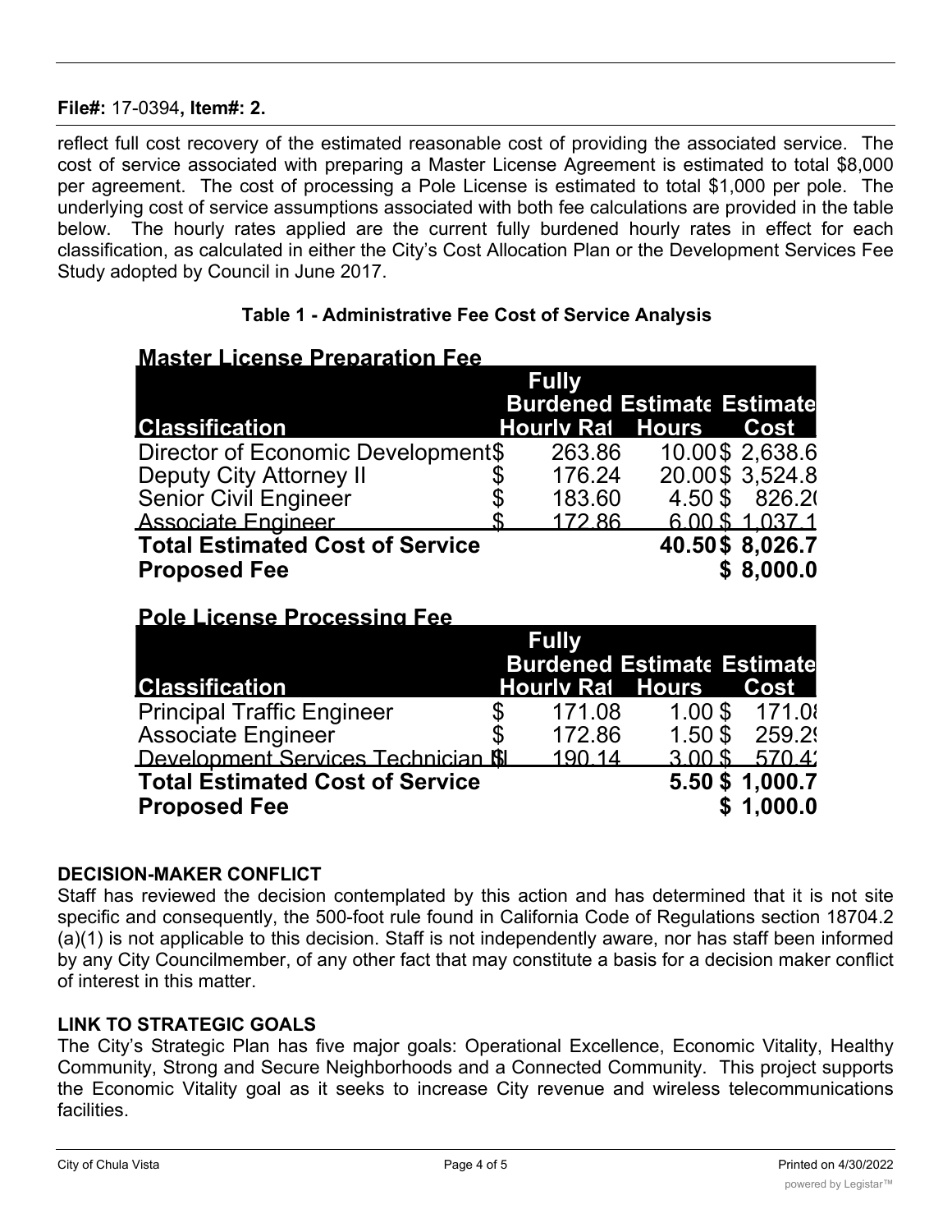**File#:** 17-0394**, Item#: 2.**

reflect full cost recovery of the estimated reasonable cost of providing the associated service. The cost of service associated with preparing a Master License Agreement is estimated to total $8,000 per agreement. The cost of processing a Pole License is estimated to total $1,000 per pole. The underlying cost of service assumptions associated with both fee calculations are provided in the table below. The hourly rates applied are the current fully burdened hourly rates in effect for each classification, as calculated in either the City's Cost Allocation Plan or the Development Services Fee Study adopted by Council in June 2017.

**Table 1 - Administrative Fee Cost of Service Analysis**

**Master License Preparation Fee**

| Classification | Fully Burdened Hourly Rat | Estimate Hours | Estimate Cost |
|---|---|---|---|
| Director of Economic Development | $ 263.86 | 10.00 | $ 2,638.6 |
| Deputy City Attorney II | $ 176.24 | 20.00 | $ 3,524.8 |
| Senior Civil Engineer | $ 183.60 | 4.50 | $ 826.2( |
| Associate Engineer | $ 172.86 | 6.00 | $ 1,037.1 |
| **Total Estimated Cost of Service** | | **40.50** | **$ 8,026.7** |
| **Proposed Fee** | | | **$ 8,000.0** |

**Pole License Processing Fee**

| Classification | Fully Burdened Hourly Rat | Estimate Hours | Estimate Cost |
|---|---|---|---|
| Principal Traffic Engineer | $ 171.08 | 1.00 | $ 171.0( |
| Associate Engineer | $ 172.86 | 1.50 | $ 259.2( |
| Development Services Technician III | $ 190.14 | 3.00 | $ 570.4( |
| **Total Estimated Cost of Service** | | **5.50** | **$ 1,000.7** |
| **Proposed Fee** | | | **$ 1,000.0** |

**DECISION-MAKER CONFLICT**

Staff has reviewed the decision contemplated by this action and has determined that it is not site specific and consequently, the 500-foot rule found in California Code of Regulations section 18704.2 (a)(1) is not applicable to this decision. Staff is not independently aware, nor has staff been informed by any City Councilmember, of any other fact that may constitute a basis for a decision maker conflict of interest in this matter.

**LINK TO STRATEGIC GOALS**

The City's Strategic Plan has five major goals: Operational Excellence, Economic Vitality, Healthy Community, Strong and Secure Neighborhoods and a Connected Community. This project supports the Economic Vitality goal as it seeks to increase City revenue and wireless telecommunications facilities.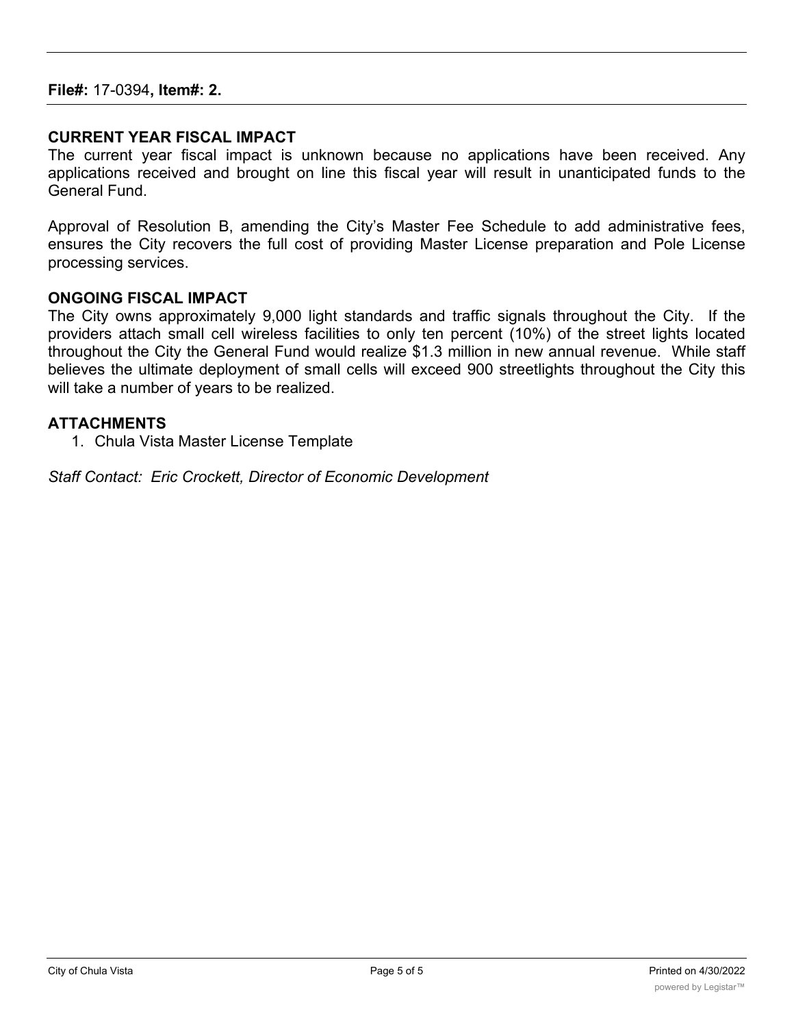**File#:** 17-0394**, Item#: 2.**

**CURRENT YEAR FISCAL IMPACT**

The current year fiscal impact is unknown because no applications have been received. Any applications received and brought on line this fiscal year will result in unanticipated funds to the General Fund.

Approval of Resolution B, amending the City's Master Fee Schedule to add administrative fees, ensures the City recovers the full cost of providing Master License preparation and Pole License processing services.

**ONGOING FISCAL IMPACT**

The City owns approximately 9,000 light standards and traffic signals throughout the City. If the providers attach small cell wireless facilities to only ten percent (10%) of the street lights located throughout the City the General Fund would realize $1.3 million in new annual revenue. While staff believes the ultimate deployment of small cells will exceed 900 streetlights throughout the City this will take a number of years to be realized.

**ATTACHMENTS**

1. Chula Vista Master License Template

*Staff Contact: Eric Crockett, Director of Economic Development*